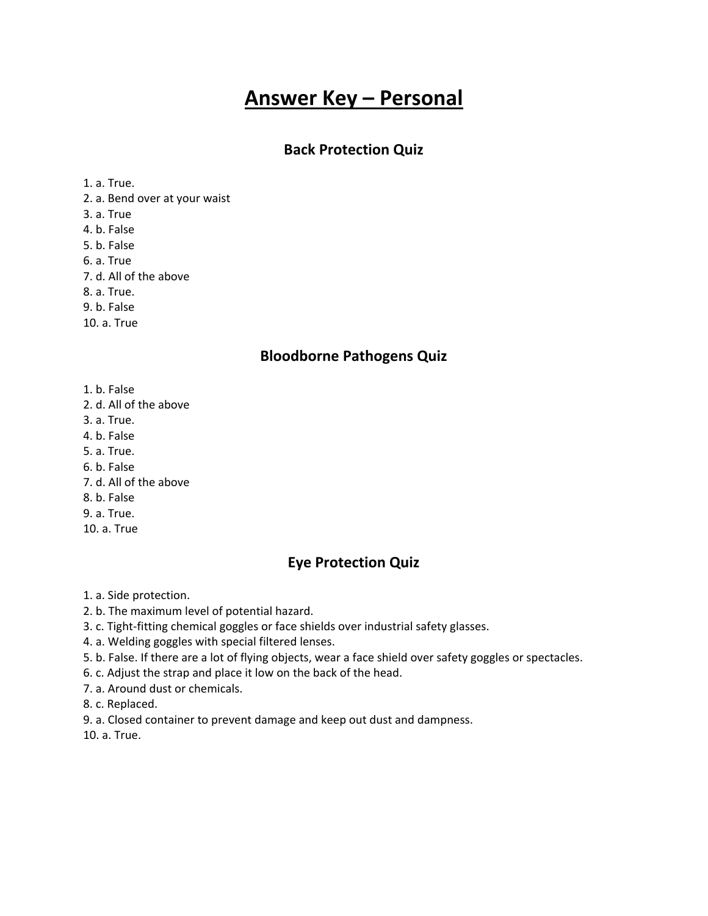# Answer Key – Personal

## Back Protection Quiz

1. a. True.
2. a. Bend over at your waist
3. a. True
4. b. False
5. b. False
6. a. True
7. d. All of the above
8. a. True.
9. b. False
10. a. True

## Bloodborne Pathogens Quiz

1. b. False
2. d. All of the above
3. a. True.
4. b. False
5. a. True.
6. b. False
7. d. All of the above
8. b. False
9. a. True.
10. a. True

## Eye Protection Quiz

1. a. Side protection.
2. b. The maximum level of potential hazard.
3. c. Tight-fitting chemical goggles or face shields over industrial safety glasses.
4. a. Welding goggles with special filtered lenses.
5. b. False. If there are a lot of flying objects, wear a face shield over safety goggles or spectacles.
6. c. Adjust the strap and place it low on the back of the head.
7. a. Around dust or chemicals.
8. c. Replaced.
9. a. Closed container to prevent damage and keep out dust and dampness.
10. a. True.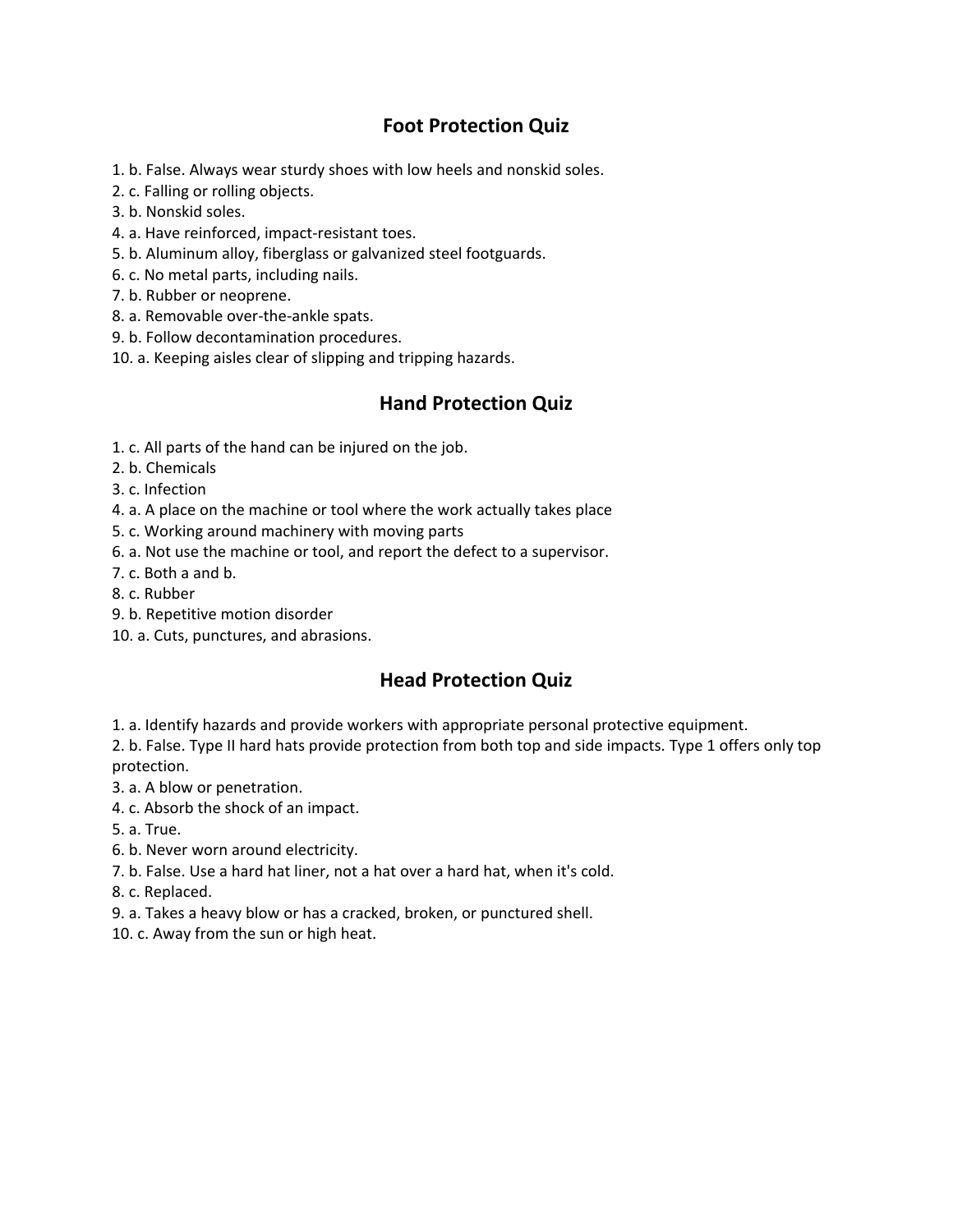## Foot Protection Quiz

1. b. False. Always wear sturdy shoes with low heels and nonskid soles.
2. c. Falling or rolling objects.
3. b. Nonskid soles.
4. a. Have reinforced, impact-resistant toes.
5. b. Aluminum alloy, fiberglass or galvanized steel footguards.
6. c. No metal parts, including nails.
7. b. Rubber or neoprene.
8. a. Removable over-the-ankle spats.
9. b. Follow decontamination procedures.
10. a. Keeping aisles clear of slipping and tripping hazards.

## Hand Protection Quiz

1. c. All parts of the hand can be injured on the job.
2. b. Chemicals
3. c. Infection
4. a. A place on the machine or tool where the work actually takes place
5. c. Working around machinery with moving parts
6. a. Not use the machine or tool, and report the defect to a supervisor.
7. c. Both a and b.
8. c. Rubber
9. b. Repetitive motion disorder
10. a. Cuts, punctures, and abrasions.

## Head Protection Quiz

1. a. Identify hazards and provide workers with appropriate personal protective equipment.
2. b. False. Type II hard hats provide protection from both top and side impacts. Type 1 offers only top protection.
3. a. A blow or penetration.
4. c. Absorb the shock of an impact.
5. a. True.
6. b. Never worn around electricity.
7. b. False. Use a hard hat liner, not a hat over a hard hat, when it's cold.
8. c. Replaced.
9. a. Takes a heavy blow or has a cracked, broken, or punctured shell.
10. c. Away from the sun or high heat.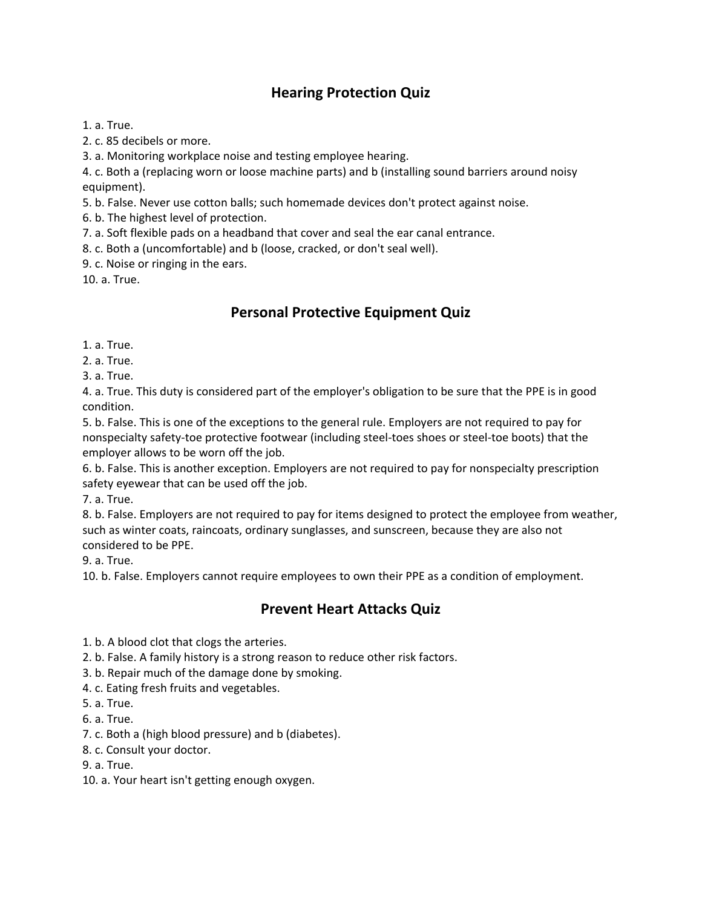## Hearing Protection Quiz

1. a. True.
2. c. 85 decibels or more.
3. a. Monitoring workplace noise and testing employee hearing.
4. c. Both a (replacing worn or loose machine parts) and b (installing sound barriers around noisy equipment).
5. b. False. Never use cotton balls; such homemade devices don't protect against noise.
6. b. The highest level of protection.
7. a. Soft flexible pads on a headband that cover and seal the ear canal entrance.
8. c. Both a (uncomfortable) and b (loose, cracked, or don't seal well).
9. c. Noise or ringing in the ears.
10. a. True.

## Personal Protective Equipment Quiz

1. a. True.
2. a. True.
3. a. True.
4. a. True. This duty is considered part of the employer's obligation to be sure that the PPE is in good condition.
5. b. False. This is one of the exceptions to the general rule. Employers are not required to pay for nonspecialty safety-toe protective footwear (including steel-toes shoes or steel-toe boots) that the employer allows to be worn off the job.
6. b. False. This is another exception. Employers are not required to pay for nonspecialty prescription safety eyewear that can be used off the job.
7. a. True.
8. b. False. Employers are not required to pay for items designed to protect the employee from weather, such as winter coats, raincoats, ordinary sunglasses, and sunscreen, because they are also not considered to be PPE.
9. a. True.
10. b. False. Employers cannot require employees to own their PPE as a condition of employment.

## Prevent Heart Attacks Quiz

1. b. A blood clot that clogs the arteries.
2. b. False. A family history is a strong reason to reduce other risk factors.
3. b. Repair much of the damage done by smoking.
4. c. Eating fresh fruits and vegetables.
5. a. True.
6. a. True.
7. c. Both a (high blood pressure) and b (diabetes).
8. c. Consult your doctor.
9. a. True.
10. a. Your heart isn't getting enough oxygen.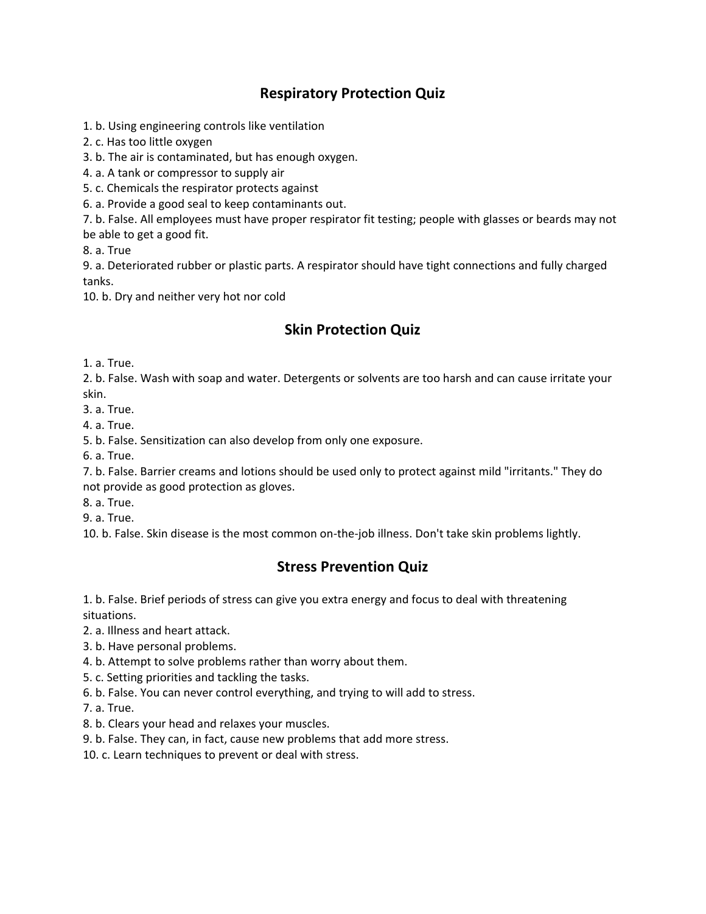## Respiratory Protection Quiz

1. b. Using engineering controls like ventilation
2. c. Has too little oxygen
3. b. The air is contaminated, but has enough oxygen.
4. a. A tank or compressor to supply air
5. c. Chemicals the respirator protects against
6. a. Provide a good seal to keep contaminants out.
7. b. False. All employees must have proper respirator fit testing; people with glasses or beards may not be able to get a good fit.
8. a. True
9. a. Deteriorated rubber or plastic parts. A respirator should have tight connections and fully charged tanks.
10. b. Dry and neither very hot nor cold

## Skin Protection Quiz

1. a. True.
2. b. False. Wash with soap and water. Detergents or solvents are too harsh and can cause irritate your skin.
3. a. True.
4. a. True.
5. b. False. Sensitization can also develop from only one exposure.
6. a. True.
7. b. False. Barrier creams and lotions should be used only to protect against mild "irritants." They do not provide as good protection as gloves.
8. a. True.
9. a. True.
10. b. False. Skin disease is the most common on-the-job illness. Don't take skin problems lightly.

## Stress Prevention Quiz

1. b. False. Brief periods of stress can give you extra energy and focus to deal with threatening situations.
2. a. Illness and heart attack.
3. b. Have personal problems.
4. b. Attempt to solve problems rather than worry about them.
5. c. Setting priorities and tackling the tasks.
6. b. False. You can never control everything, and trying to will add to stress.
7. a. True.
8. b. Clears your head and relaxes your muscles.
9. b. False. They can, in fact, cause new problems that add more stress.
10. c. Learn techniques to prevent or deal with stress.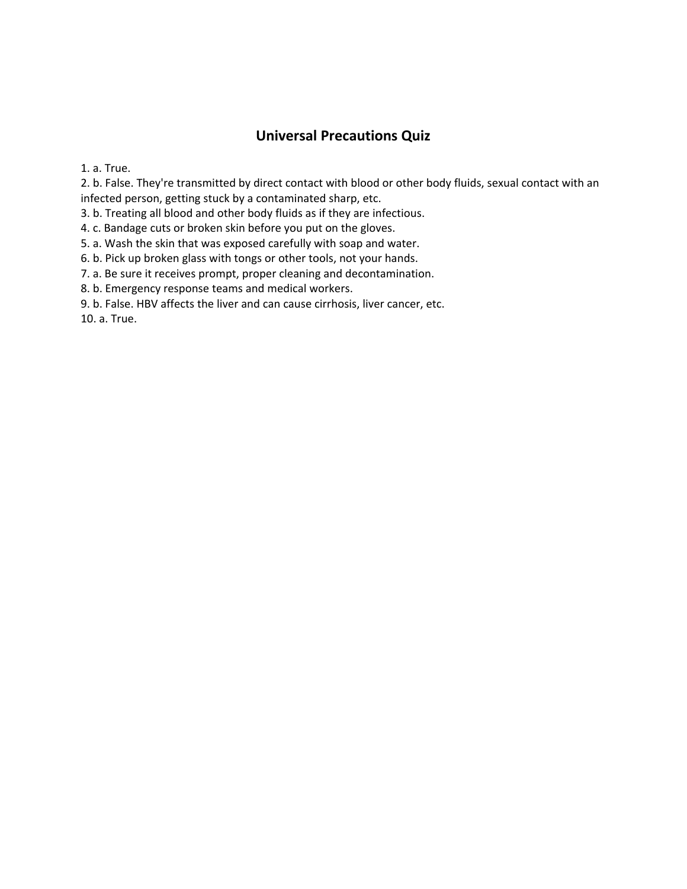## Universal Precautions Quiz

1. a. True.
2. b. False. They're transmitted by direct contact with blood or other body fluids, sexual contact with an infected person, getting stuck by a contaminated sharp, etc.
3. b. Treating all blood and other body fluids as if they are infectious.
4. c. Bandage cuts or broken skin before you put on the gloves.
5. a. Wash the skin that was exposed carefully with soap and water.
6. b. Pick up broken glass with tongs or other tools, not your hands.
7. a. Be sure it receives prompt, proper cleaning and decontamination.
8. b. Emergency response teams and medical workers.
9. b. False. HBV affects the liver and can cause cirrhosis, liver cancer, etc.
10. a. True.